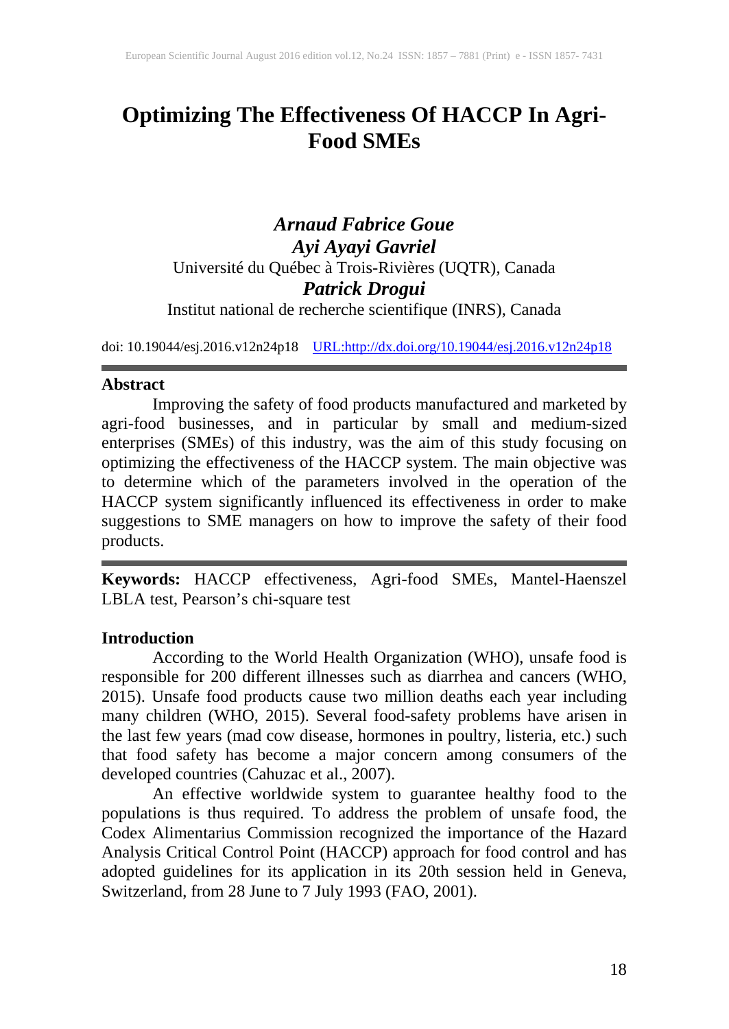# Optimizing The Effectiveness Of HACCP In Agri-Food SMEs

***Arnaud Fabrice Goue***
***Ayi Ayayi Gavriel***
Université du Québec à Trois-Rivières (UQTR), Canada
***Patrick Drogui***
Institut national de recherche scientifique (INRS), Canada

doi: 10.19044/esj.2016.v12n24p18 [URL:http://dx.doi.org/10.19044/esj.2016.v12n24p18](http://dx.doi.org/10.19044/esj.2016.v12n24p18)

---

## Abstract

Improving the safety of food products manufactured and marketed by agri-food businesses, and in particular by small and medium-sized enterprises (SMEs) of this industry, was the aim of this study focusing on optimizing the effectiveness of the HACCP system. The main objective was to determine which of the parameters involved in the operation of the HACCP system significantly influenced its effectiveness in order to make suggestions to SME managers on how to improve the safety of their food products.

---

**Keywords:** HACCP effectiveness, Agri-food SMEs, Mantel-Haenszel LBLA test, Pearson's chi-square test

## Introduction

According to the World Health Organization (WHO), unsafe food is responsible for 200 different illnesses such as diarrhea and cancers (WHO, 2015). Unsafe food products cause two million deaths each year including many children (WHO, 2015). Several food-safety problems have arisen in the last few years (mad cow disease, hormones in poultry, listeria, etc.) such that food safety has become a major concern among consumers of the developed countries (Cahuzac et al., 2007).

An effective worldwide system to guarantee healthy food to the populations is thus required. To address the problem of unsafe food, the Codex Alimentarius Commission recognized the importance of the Hazard Analysis Critical Control Point (HACCP) approach for food control and has adopted guidelines for its application in its 20th session held in Geneva, Switzerland, from 28 June to 7 July 1993 (FAO, 2001).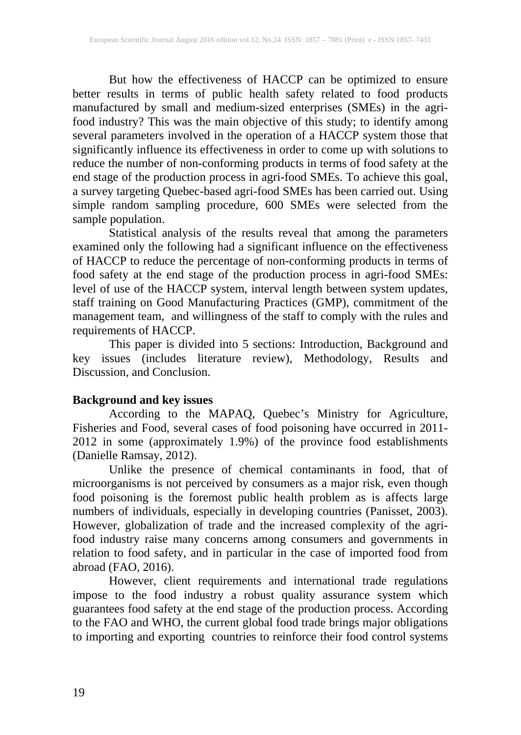But how the effectiveness of HACCP can be optimized to ensure better results in terms of public health safety related to food products manufactured by small and medium-sized enterprises (SMEs) in the agri-food industry? This was the main objective of this study; to identify among several parameters involved in the operation of a HACCP system those that significantly influence its effectiveness in order to come up with solutions to reduce the number of non-conforming products in terms of food safety at the end stage of the production process in agri-food SMEs. To achieve this goal, a survey targeting Quebec-based agri-food SMEs has been carried out. Using simple random sampling procedure, 600 SMEs were selected from the sample population.

Statistical analysis of the results reveal that among the parameters examined only the following had a significant influence on the effectiveness of HACCP to reduce the percentage of non-conforming products in terms of food safety at the end stage of the production process in agri-food SMEs: level of use of the HACCP system, interval length between system updates, staff training on Good Manufacturing Practices (GMP), commitment of the management team, and willingness of the staff to comply with the rules and requirements of HACCP.

This paper is divided into 5 sections: Introduction, Background and key issues (includes literature review), Methodology, Results and Discussion, and Conclusion.

## Background and key issues

According to the MAPAQ, Quebec's Ministry for Agriculture, Fisheries and Food, several cases of food poisoning have occurred in 2011-2012 in some (approximately 1.9%) of the province food establishments (Danielle Ramsay, 2012).

Unlike the presence of chemical contaminants in food, that of microorganisms is not perceived by consumers as a major risk, even though food poisoning is the foremost public health problem as is affects large numbers of individuals, especially in developing countries (Panisset, 2003). However, globalization of trade and the increased complexity of the agri-food industry raise many concerns among consumers and governments in relation to food safety, and in particular in the case of imported food from abroad (FAO, 2016).

However, client requirements and international trade regulations impose to the food industry a robust quality assurance system which guarantees food safety at the end stage of the production process. According to the FAO and WHO, the current global food trade brings major obligations to importing and exporting countries to reinforce their food control systems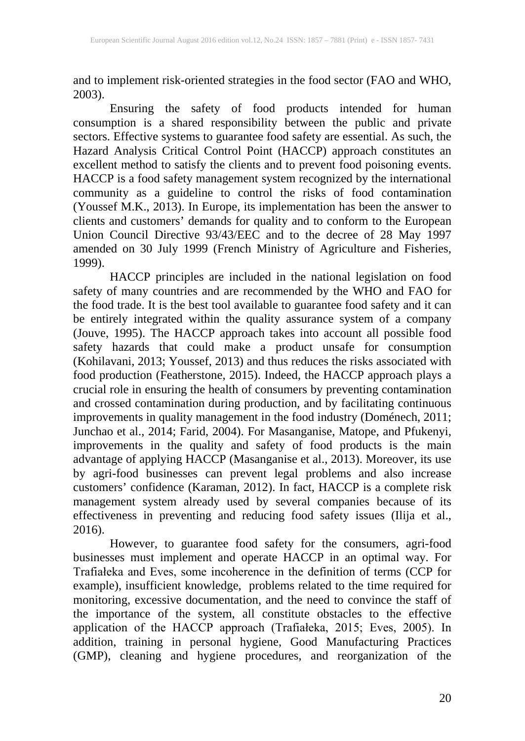and to implement risk-oriented strategies in the food sector (FAO and WHO, 2003).

Ensuring the safety of food products intended for human consumption is a shared responsibility between the public and private sectors. Effective systems to guarantee food safety are essential. As such, the Hazard Analysis Critical Control Point (HACCP) approach constitutes an excellent method to satisfy the clients and to prevent food poisoning events. HACCP is a food safety management system recognized by the international community as a guideline to control the risks of food contamination (Youssef M.K., 2013). In Europe, its implementation has been the answer to clients and customers' demands for quality and to conform to the European Union Council Directive 93/43/EEC and to the decree of 28 May 1997 amended on 30 July 1999 (French Ministry of Agriculture and Fisheries, 1999).

HACCP principles are included in the national legislation on food safety of many countries and are recommended by the WHO and FAO for the food trade. It is the best tool available to guarantee food safety and it can be entirely integrated within the quality assurance system of a company (Jouve, 1995). The HACCP approach takes into account all possible food safety hazards that could make a product unsafe for consumption (Kohilavani, 2013; Youssef, 2013) and thus reduces the risks associated with food production (Featherstone, 2015). Indeed, the HACCP approach plays a crucial role in ensuring the health of consumers by preventing contamination and crossed contamination during production, and by facilitating continuous improvements in quality management in the food industry (Doménech, 2011; Junchao et al., 2014; Farid, 2004). For Masanganise, Matope, and Pfukenyi, improvements in the quality and safety of food products is the main advantage of applying HACCP (Masanganise et al., 2013). Moreover, its use by agri-food businesses can prevent legal problems and also increase customers' confidence (Karaman, 2012). In fact, HACCP is a complete risk management system already used by several companies because of its effectiveness in preventing and reducing food safety issues (Ilija et al., 2016).

However, to guarantee food safety for the consumers, agri-food businesses must implement and operate HACCP in an optimal way. For Trafiałeka and Eves, some incoherence in the definition of terms (CCP for example), insufficient knowledge, problems related to the time required for monitoring, excessive documentation, and the need to convince the staff of the importance of the system, all constitute obstacles to the effective application of the HACCP approach (Trafiałeka, 2015; Eves, 2005). In addition, training in personal hygiene, Good Manufacturing Practices (GMP), cleaning and hygiene procedures, and reorganization of the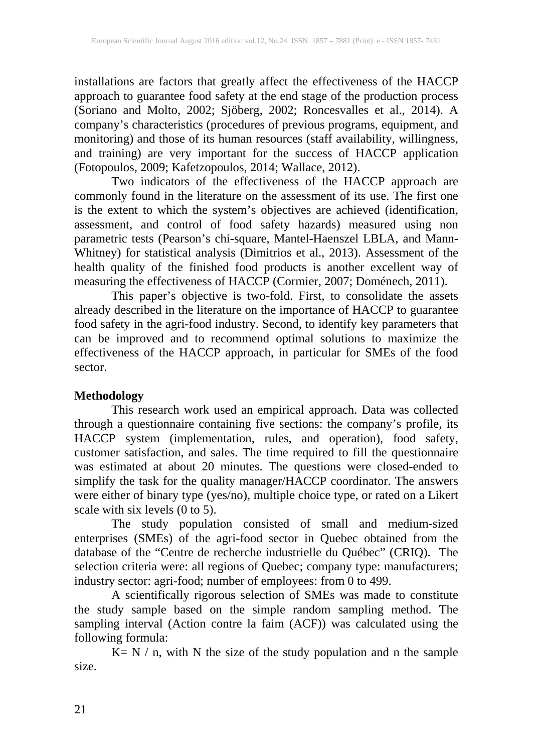installations are factors that greatly affect the effectiveness of the HACCP approach to guarantee food safety at the end stage of the production process (Soriano and Molto, 2002; Sjöberg, 2002; Roncesvalles et al., 2014). A company's characteristics (procedures of previous programs, equipment, and monitoring) and those of its human resources (staff availability, willingness, and training) are very important for the success of HACCP application (Fotopoulos, 2009; Kafetzopoulos, 2014; Wallace, 2012).

Two indicators of the effectiveness of the HACCP approach are commonly found in the literature on the assessment of its use. The first one is the extent to which the system's objectives are achieved (identification, assessment, and control of food safety hazards) measured using non parametric tests (Pearson's chi-square, Mantel-Haenszel LBLA, and Mann-Whitney) for statistical analysis (Dimitrios et al., 2013). Assessment of the health quality of the finished food products is another excellent way of measuring the effectiveness of HACCP (Cormier, 2007; Doménech, 2011).

This paper's objective is two-fold. First, to consolidate the assets already described in the literature on the importance of HACCP to guarantee food safety in the agri-food industry. Second, to identify key parameters that can be improved and to recommend optimal solutions to maximize the effectiveness of the HACCP approach, in particular for SMEs of the food sector.

## Methodology

This research work used an empirical approach. Data was collected through a questionnaire containing five sections: the company's profile, its HACCP system (implementation, rules, and operation), food safety, customer satisfaction, and sales. The time required to fill the questionnaire was estimated at about 20 minutes. The questions were closed-ended to simplify the task for the quality manager/HACCP coordinator. The answers were either of binary type (yes/no), multiple choice type, or rated on a Likert scale with six levels (0 to 5).

The study population consisted of small and medium-sized enterprises (SMEs) of the agri-food sector in Quebec obtained from the database of the "Centre de recherche industrielle du Québec" (CRIQ). The selection criteria were: all regions of Quebec; company type: manufacturers; industry sector: agri-food; number of employees: from 0 to 499.

A scientifically rigorous selection of SMEs was made to constitute the study sample based on the simple random sampling method. The sampling interval (Action contre la faim (ACF)) was calculated using the following formula:

$K = N / n$, with N the size of the study population and n the sample size.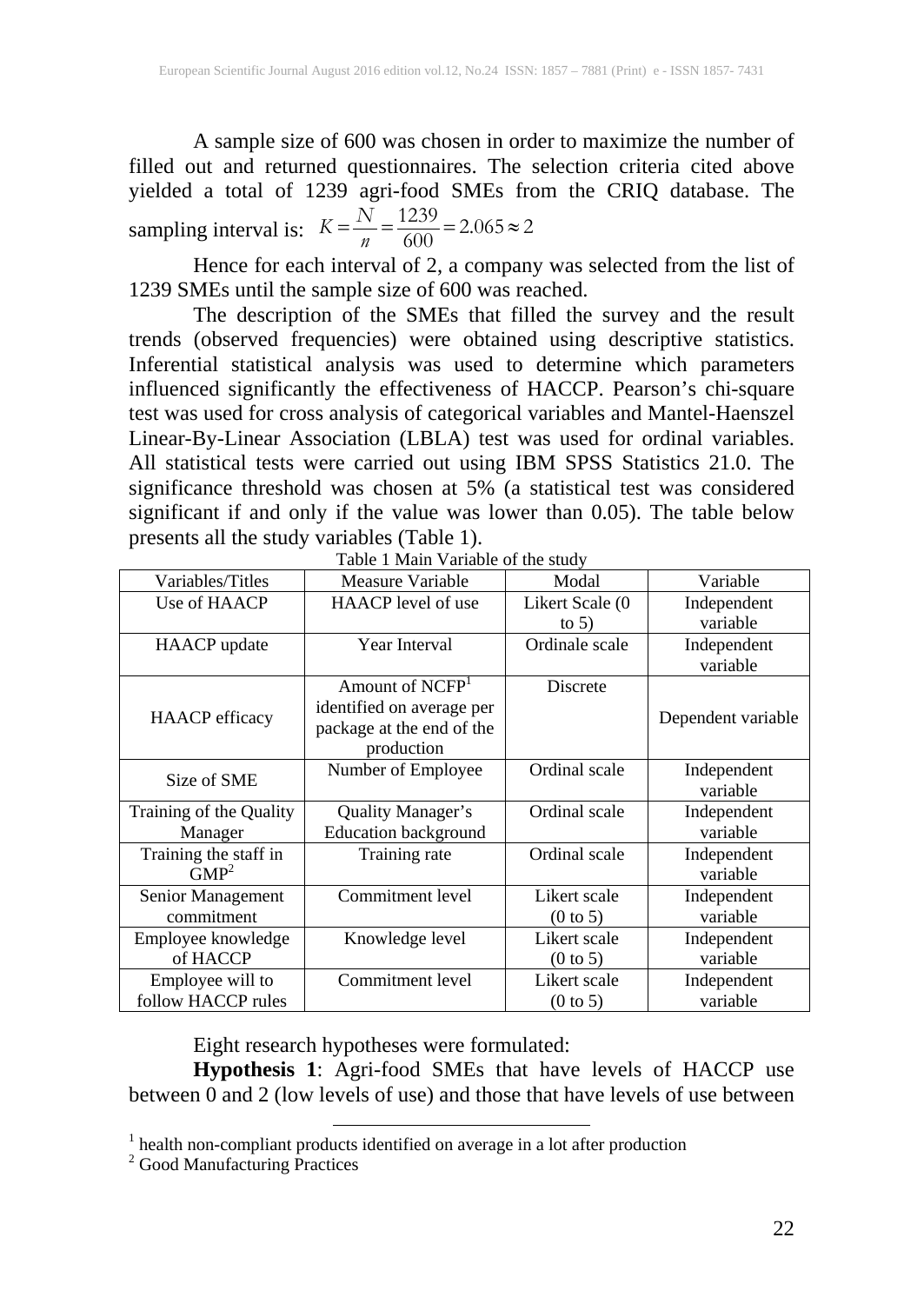A sample size of 600 was chosen in order to maximize the number of filled out and returned questionnaires. The selection criteria cited above yielded a total of 1239 agri-food SMEs from the CRIQ database. The sampling interval is: $K = \frac{N}{n} = \frac{1239}{600} = 2.065 \approx 2$

Hence for each interval of 2, a company was selected from the list of 1239 SMEs until the sample size of 600 was reached.

The description of the SMEs that filled the survey and the result trends (observed frequencies) were obtained using descriptive statistics. Inferential statistical analysis was used to determine which parameters influenced significantly the effectiveness of HACCP. Pearson's chi-square test was used for cross analysis of categorical variables and Mantel-Haenszel Linear-By-Linear Association (LBLA) test was used for ordinal variables. All statistical tests were carried out using IBM SPSS Statistics 21.0. The significance threshold was chosen at 5% (a statistical test was considered significant if and only if the value was lower than 0.05). The table below presents all the study variables (Table 1).

Table 1 Main Variable of the study

| Variables/Titles | Measure Variable | Modal | Variable |
|---|---|---|---|
| Use of HAACP | HAACP level of use | Likert Scale (0 to 5) | Independent variable |
| HAACP update | Year Interval | Ordinale scale | Independent variable |
| HAACP efficacy | Amount of NCFP[1] identified on average per package at the end of the production | Discrete | Dependent variable |
| Size of SME | Number of Employee | Ordinal scale | Independent variable |
| Training of the Quality Manager | Quality Manager's Education background | Ordinal scale | Independent variable |
| Training the staff in GMP[2] | Training rate | Ordinal scale | Independent variable |
| Senior Management commitment | Commitment level | Likert scale (0 to 5) | Independent variable |
| Employee knowledge of HACCP | Knowledge level | Likert scale (0 to 5) | Independent variable |
| Employee will to follow HACCP rules | Commitment level | Likert scale (0 to 5) | Independent variable |

Eight research hypotheses were formulated:

**Hypothesis 1**: Agri-food SMEs that have levels of HACCP use between 0 and 2 (low levels of use) and those that have levels of use between

[1] health non-compliant products identified on average in a lot after production
[2] Good Manufacturing Practices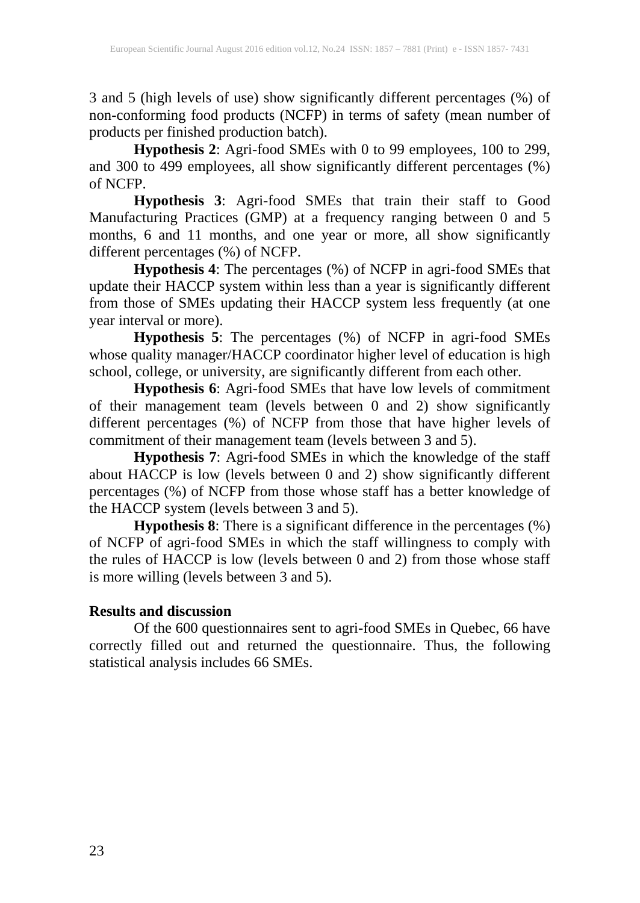3 and 5 (high levels of use) show significantly different percentages (%) of non-conforming food products (NCFP) in terms of safety (mean number of products per finished production batch).

**Hypothesis 2**: Agri-food SMEs with 0 to 99 employees, 100 to 299, and 300 to 499 employees, all show significantly different percentages (%) of NCFP.

**Hypothesis 3**: Agri-food SMEs that train their staff to Good Manufacturing Practices (GMP) at a frequency ranging between 0 and 5 months, 6 and 11 months, and one year or more, all show significantly different percentages (%) of NCFP.

**Hypothesis 4**: The percentages (%) of NCFP in agri-food SMEs that update their HACCP system within less than a year is significantly different from those of SMEs updating their HACCP system less frequently (at one year interval or more).

**Hypothesis 5**: The percentages (%) of NCFP in agri-food SMEs whose quality manager/HACCP coordinator higher level of education is high school, college, or university, are significantly different from each other.

**Hypothesis 6**: Agri-food SMEs that have low levels of commitment of their management team (levels between 0 and 2) show significantly different percentages (%) of NCFP from those that have higher levels of commitment of their management team (levels between 3 and 5).

**Hypothesis 7**: Agri-food SMEs in which the knowledge of the staff about HACCP is low (levels between 0 and 2) show significantly different percentages (%) of NCFP from those whose staff has a better knowledge of the HACCP system (levels between 3 and 5).

**Hypothesis 8**: There is a significant difference in the percentages (%) of NCFP of agri-food SMEs in which the staff willingness to comply with the rules of HACCP is low (levels between 0 and 2) from those whose staff is more willing (levels between 3 and 5).

**Results and discussion**

Of the 600 questionnaires sent to agri-food SMEs in Quebec, 66 have correctly filled out and returned the questionnaire. Thus, the following statistical analysis includes 66 SMEs.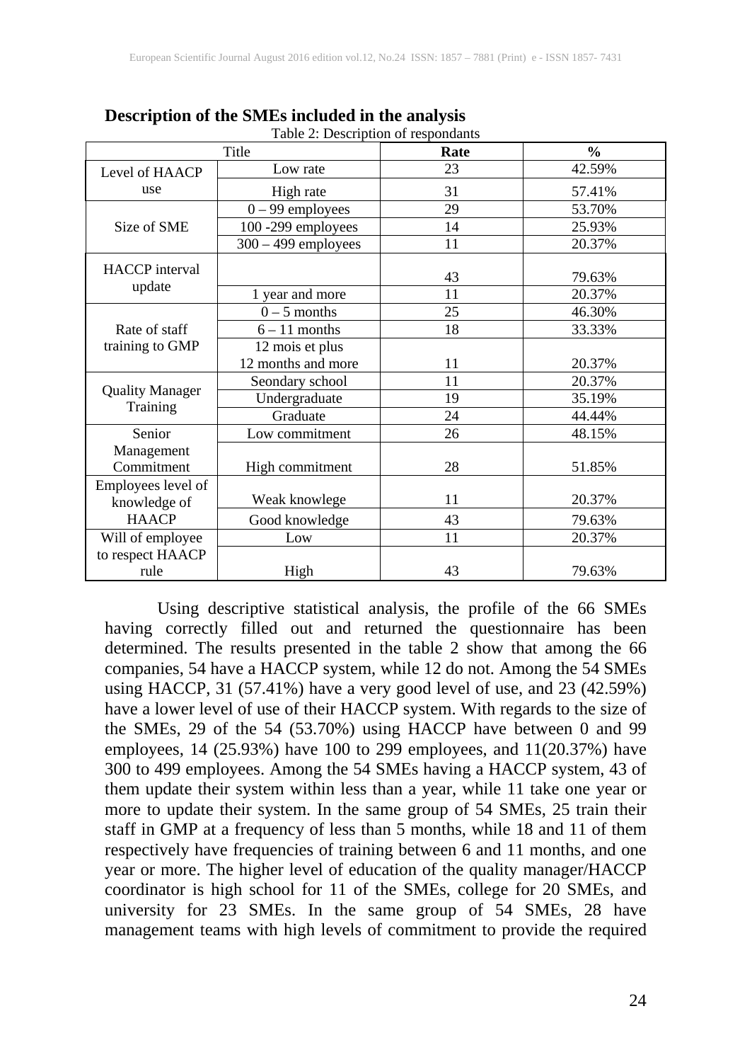**Description of the SMEs included in the analysis**

Table 2: Description of respondants

| Title | | Rate | % |
|---|---|---|---|
| Level of HAACP use | Low rate | 23 | 42.59% |
| | High rate | 31 | 57.41% |
| Size of SME | 0 – 99 employees | 29 | 53.70% |
| | 100 -299 employees | 14 | 25.93% |
| | 300 – 499 employees | 11 | 20.37% |
| HACCP interval update | | 43 | 79.63% |
| | 1 year and more | 11 | 20.37% |
| Rate of staff training to GMP | 0 – 5 months | 25 | 46.30% |
| | 6 – 11 months | 18 | 33.33% |
| | 12 mois et plus 12 months and more | 11 | 20.37% |
| Quality Manager Training | Seondary school | 11 | 20.37% |
| | Undergraduate | 19 | 35.19% |
| | Graduate | 24 | 44.44% |
| Senior Management Commitment | Low commitment | 26 | 48.15% |
| | High commitment | 28 | 51.85% |
| Employees level of knowledge of HAACP | Weak knowlege | 11 | 20.37% |
| | Good knowledge | 43 | 79.63% |
| Will of employee to respect HAACP rule | Low | 11 | 20.37% |
| | High | 43 | 79.63% |

Using descriptive statistical analysis, the profile of the 66 SMEs having correctly filled out and returned the questionnaire has been determined. The results presented in the table 2 show that among the 66 companies, 54 have a HACCP system, while 12 do not. Among the 54 SMEs using HACCP, 31 (57.41%) have a very good level of use, and 23 (42.59%) have a lower level of use of their HACCP system. With regards to the size of the SMEs, 29 of the 54 (53.70%) using HACCP have between 0 and 99 employees, 14 (25.93%) have 100 to 299 employees, and 11(20.37%) have 300 to 499 employees. Among the 54 SMEs having a HACCP system, 43 of them update their system within less than a year, while 11 take one year or more to update their system. In the same group of 54 SMEs, 25 train their staff in GMP at a frequency of less than 5 months, while 18 and 11 of them respectively have frequencies of training between 6 and 11 months, and one year or more. The higher level of education of the quality manager/HACCP coordinator is high school for 11 of the SMEs, college for 20 SMEs, and university for 23 SMEs. In the same group of 54 SMEs, 28 have management teams with high levels of commitment to provide the required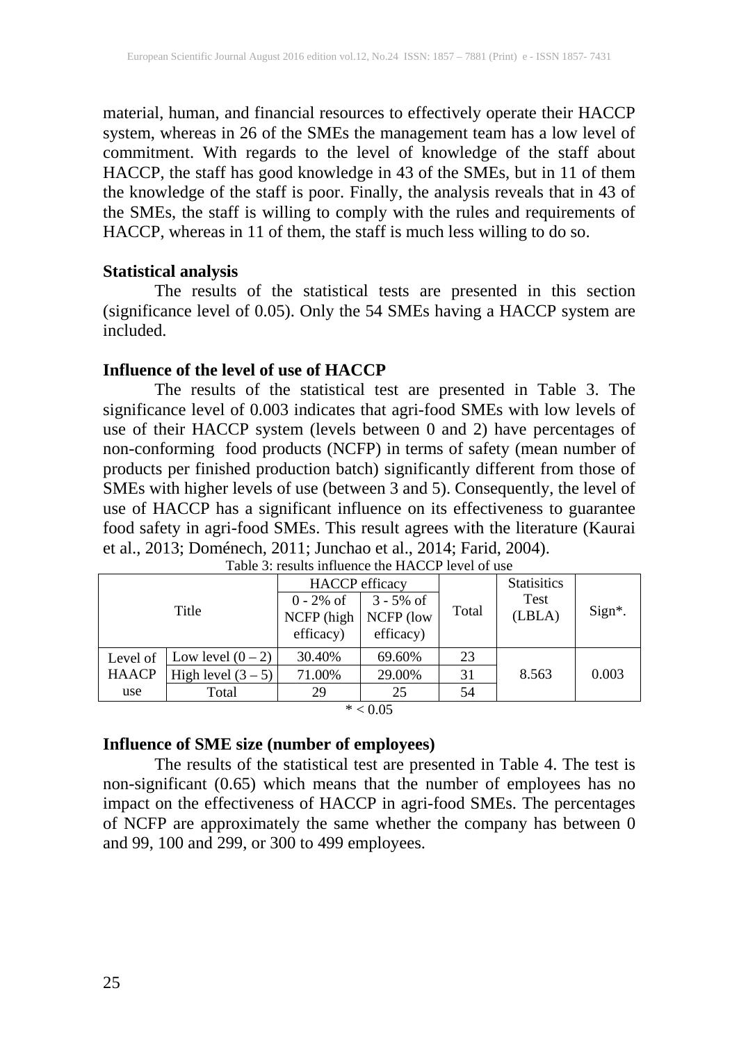material, human, and financial resources to effectively operate their HACCP system, whereas in 26 of the SMEs the management team has a low level of commitment. With regards to the level of knowledge of the staff about HACCP, the staff has good knowledge in 43 of the SMEs, but in 11 of them the knowledge of the staff is poor. Finally, the analysis reveals that in 43 of the SMEs, the staff is willing to comply with the rules and requirements of HACCP, whereas in 11 of them, the staff is much less willing to do so.

**Statistical analysis**

The results of the statistical tests are presented in this section (significance level of 0.05). Only the 54 SMEs having a HACCP system are included.

**Influence of the level of use of HACCP**

The results of the statistical test are presented in Table 3. The significance level of 0.003 indicates that agri-food SMEs with low levels of use of their HACCP system (levels between 0 and 2) have percentages of non-conforming food products (NCFP) in terms of safety (mean number of products per finished production batch) significantly different from those of SMEs with higher levels of use (between 3 and 5). Consequently, the level of use of HACCP has a significant influence on its effectiveness to guarantee food safety in agri-food SMEs. This result agrees with the literature (Kaurai et al., 2013; Doménech, 2011; Junchao et al., 2014; Farid, 2004).

Table 3: results influence the HACCP level of use

| Title | | HACCP efficacy | | Total | Statisitics Test (LBLA) | Sign*. |
|---|---|---|---|---|---|---|
| | | 0 - 2% of NCFP (high efficacy) | 3 - 5% of NCFP (low efficacy) | | | |
| Level of HAACP use | Low level (0 – 2) | 30.40% | 69.60% | 23 | 8.563 | 0.003 |
| | High level (3 – 5) | 71.00% | 29.00% | 31 | | |
| | Total | 29 | 25 | 54 | | |

* < 0.05

**Influence of SME size (number of employees)**

The results of the statistical test are presented in Table 4. The test is non-significant (0.65) which means that the number of employees has no impact on the effectiveness of HACCP in agri-food SMEs. The percentages of NCFP are approximately the same whether the company has between 0 and 99, 100 and 299, or 300 to 499 employees.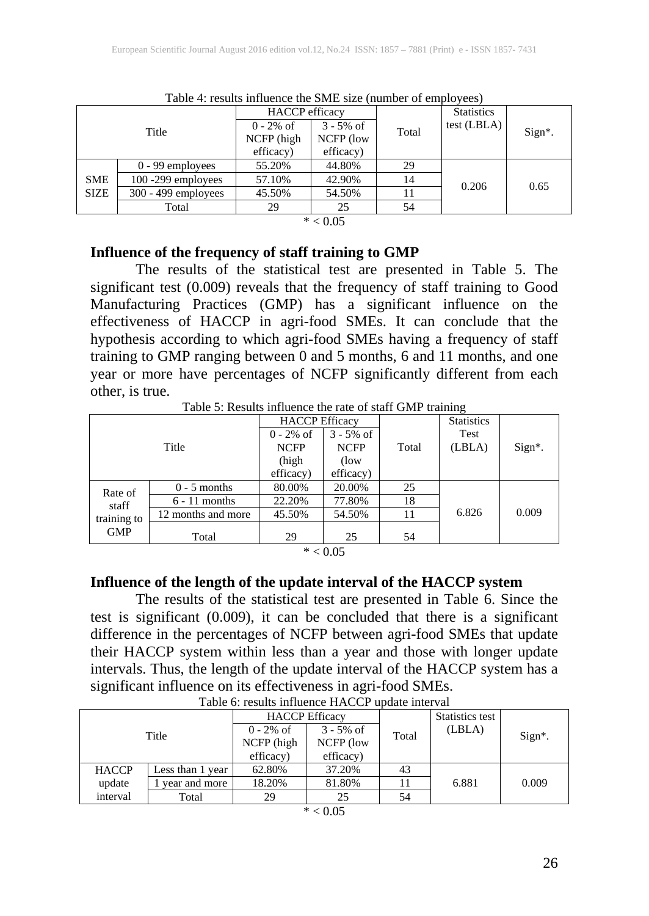Table 4: results influence the SME size (number of employees)

| Title | | HACCP efficacy | | Total | Statistics test (LBLA) | Sign*. |
|---|---|---|---|---|---|---|
| | | 0 - 2% of NCFP (high efficacy) | 3 - 5% of NCFP (low efficacy) | | | |
| SME SIZE | 0 - 99 employees | 55.20% | 44.80% | 29 | 0.206 | 0.65 |
| | 100 -299 employees | 57.10% | 42.90% | 14 | | |
| | 300 - 499 employees | 45.50% | 54.50% | 11 | | |
| | Total | 29 | 25 | 54 | | |

* < 0.05

### Influence of the frequency of staff training to GMP

The results of the statistical test are presented in Table 5. The significant test (0.009) reveals that the frequency of staff training to Good Manufacturing Practices (GMP) has a significant influence on the effectiveness of HACCP in agri-food SMEs. It can conclude that the hypothesis according to which agri-food SMEs having a frequency of staff training to GMP ranging between 0 and 5 months, 6 and 11 months, and one year or more have percentages of NCFP significantly different from each other, is true.

Table 5: Results influence the rate of staff GMP training

| Title | | HACCP Efficacy | | Total | Statistics Test (LBLA) | Sign*. |
|---|---|---|---|---|---|---|
| | | 0 - 2% of NCFP (high efficacy) | 3 - 5% of NCFP (low efficacy) | | | |
| Rate of staff training to GMP | 0 - 5 months | 80.00% | 20.00% | 25 | 6.826 | 0.009 |
| | 6 - 11 months | 22.20% | 77.80% | 18 | | |
| | 12 months and more | 45.50% | 54.50% | 11 | | |
| | Total | 29 | 25 | 54 | | |

* < 0.05

### Influence of the length of the update interval of the HACCP system

The results of the statistical test are presented in Table 6. Since the test is significant (0.009), it can be concluded that there is a significant difference in the percentages of NCFP between agri-food SMEs that update their HACCP system within less than a year and those with longer update intervals. Thus, the length of the update interval of the HACCP system has a significant influence on its effectiveness in agri-food SMEs.

Table 6: results influence HACCP update interval

| Title | | HACCP Efficacy | | Total | Statistics test (LBLA) | Sign*. |
|---|---|---|---|---|---|---|
| | | 0 - 2% of NCFP (high efficacy) | 3 - 5% of NCFP (low efficacy) | | | |
| HACCP update interval | Less than 1 year | 62.80% | 37.20% | 43 | 6.881 | 0.009 |
| | 1 year and more | 18.20% | 81.80% | 11 | | |
| | Total | 29 | 25 | 54 | | |

* < 0.05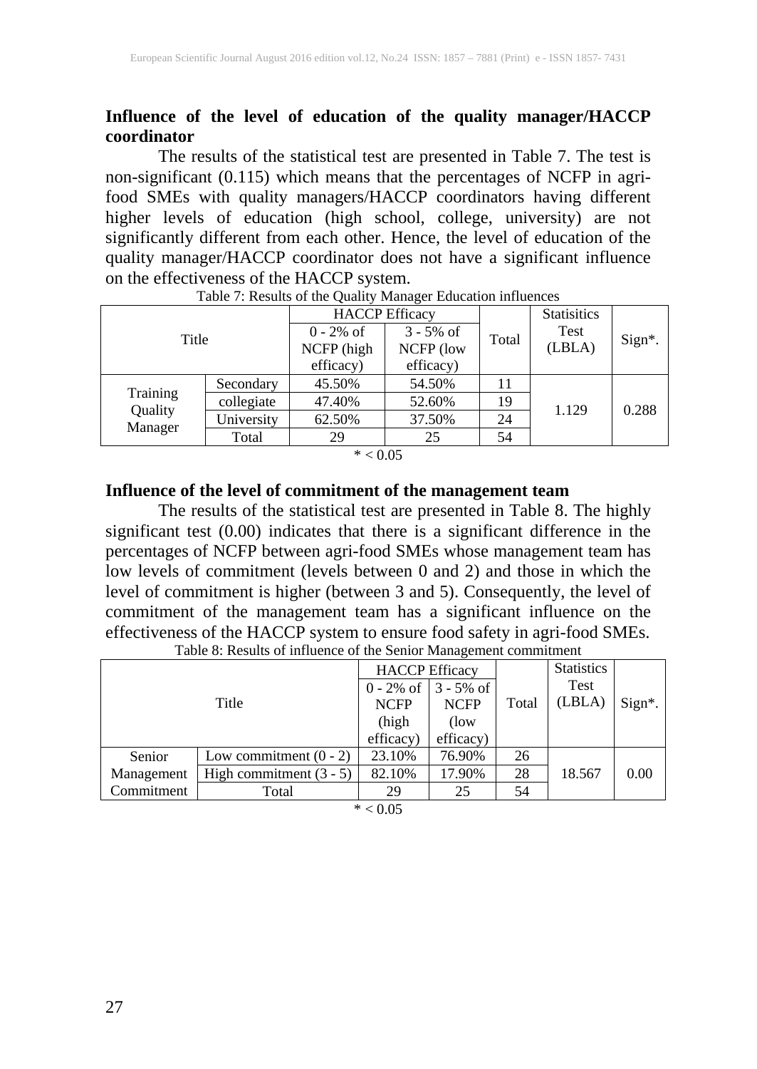### Influence of the level of education of the quality manager/HACCP coordinator

The results of the statistical test are presented in Table 7. The test is non-significant (0.115) which means that the percentages of NCFP in agri-food SMEs with quality managers/HACCP coordinators having different higher levels of education (high school, college, university) are not significantly different from each other. Hence, the level of education of the quality manager/HACCP coordinator does not have a significant influence on the effectiveness of the HACCP system.

Table 7: Results of the Quality Manager Education influences

| Title | | HACCP Efficacy | | Total | Statisitics Test (LBLA) | Sign*. |
|---|---|---|---|---|---|---|
| | | 0 - 2% of NCFP (high efficacy) | 3 - 5% of NCFP (low efficacy) | | | |
| Training Quality Manager | Secondary | 45.50% | 54.50% | 11 | 1.129 | 0.288 |
| | collegiate | 47.40% | 52.60% | 19 | | |
| | University | 62.50% | 37.50% | 24 | | |
| | Total | 29 | 25 | 54 | | |

* < 0.05

### Influence of the level of commitment of the management team

The results of the statistical test are presented in Table 8. The highly significant test (0.00) indicates that there is a significant difference in the percentages of NCFP between agri-food SMEs whose management team has low levels of commitment (levels between 0 and 2) and those in which the level of commitment is higher (between 3 and 5). Consequently, the level of commitment of the management team has a significant influence on the effectiveness of the HACCP system to ensure food safety in agri-food SMEs.

Table 8: Results of influence of the Senior Management commitment

| Title | | HACCP Efficacy | | Total | Statistics Test (LBLA) | Sign*. |
|---|---|---|---|---|---|---|
| | | 0 - 2% of NCFP (high efficacy) | 3 - 5% of NCFP (low efficacy) | | | |
| Senior Management Commitment | Low commitment (0 - 2) | 23.10% | 76.90% | 26 | 18.567 | 0.00 |
| | High commitment (3 - 5) | 82.10% | 17.90% | 28 | | |
| | Total | 29 | 25 | 54 | | |

* < 0.05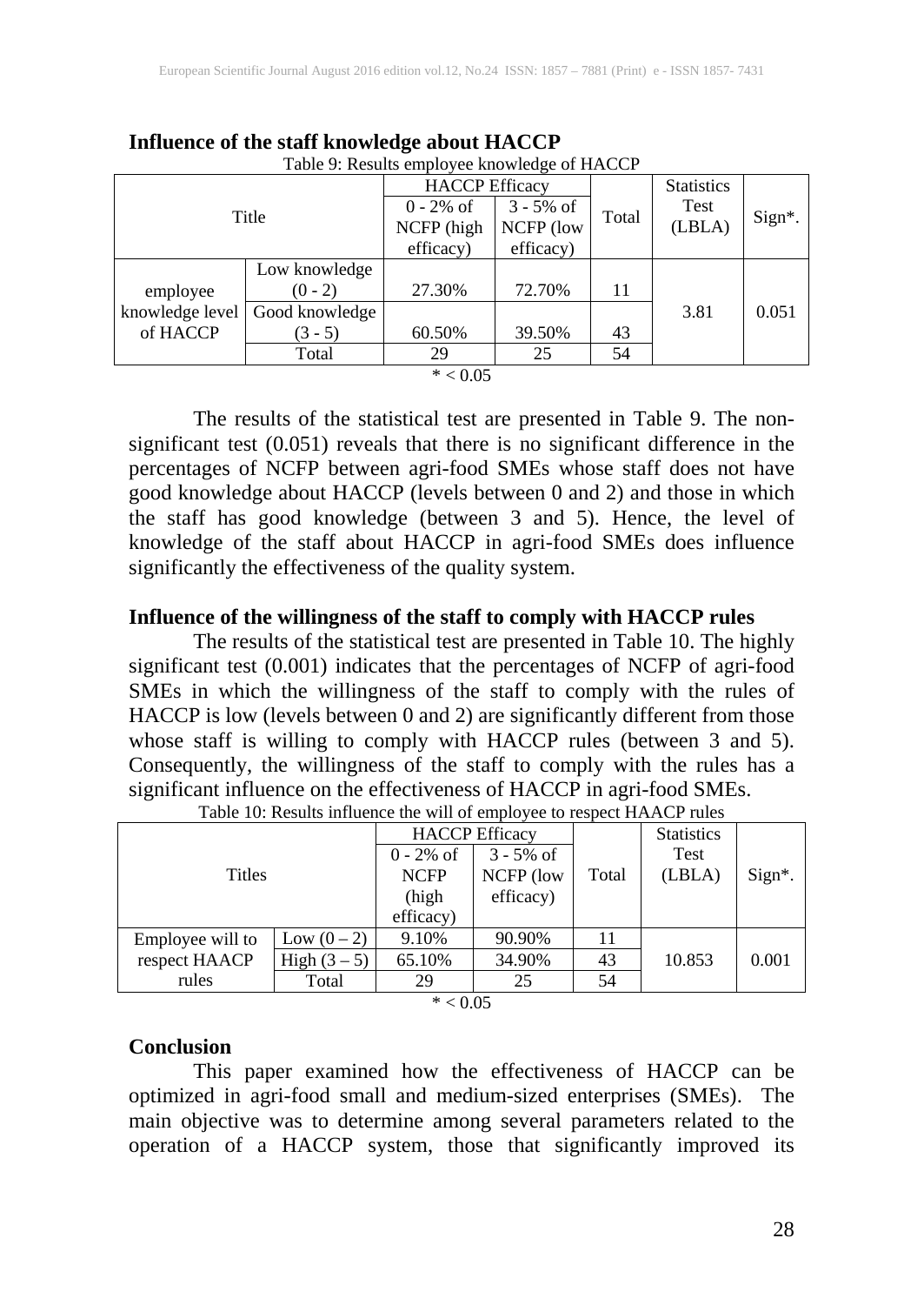**Influence of the staff knowledge about HACCP**

Table 9: Results employee knowledge of HACCP

| Title | | HACCP Efficacy | | Total | Statistics Test (LBLA) | Sign*. |
|---|---|---|---|---|---|---|
| | | 0 - 2% of NCFP (high efficacy) | 3 - 5% of NCFP (low efficacy) | | | |
| employee knowledge level of HACCP | Low knowledge (0 - 2) | 27.30% | 72.70% | 11 | 3.81 | 0.051 |
| | Good knowledge (3 - 5) | 60.50% | 39.50% | 43 | | |
| | Total | 29 | 25 | 54 | | |

* < 0.05

The results of the statistical test are presented in Table 9. The non-significant test (0.051) reveals that there is no significant difference in the percentages of NCFP between agri-food SMEs whose staff does not have good knowledge about HACCP (levels between 0 and 2) and those in which the staff has good knowledge (between 3 and 5). Hence, the level of knowledge of the staff about HACCP in agri-food SMEs does influence significantly the effectiveness of the quality system.

**Influence of the willingness of the staff to comply with HACCP rules**

The results of the statistical test are presented in Table 10. The highly significant test (0.001) indicates that the percentages of NCFP of agri-food SMEs in which the willingness of the staff to comply with the rules of HACCP is low (levels between 0 and 2) are significantly different from those whose staff is willing to comply with HACCP rules (between 3 and 5). Consequently, the willingness of the staff to comply with the rules has a significant influence on the effectiveness of HACCP in agri-food SMEs.

Table 10: Results influence the will of employee to respect HAACP rules

| Titles | | HACCP Efficacy | | Total | Statistics Test (LBLA) | Sign*. |
|---|---|---|---|---|---|---|
| | | 0 - 2% of NCFP (high efficacy) | 3 - 5% of NCFP (low efficacy) | | | |
| Employee will to respect HAACP rules | Low (0 – 2) | 9.10% | 90.90% | 11 | 10.853 | 0.001 |
| | High (3 – 5) | 65.10% | 34.90% | 43 | | |
| | Total | 29 | 25 | 54 | | |

* < 0.05

**Conclusion**

This paper examined how the effectiveness of HACCP can be optimized in agri-food small and medium-sized enterprises (SMEs). The main objective was to determine among several parameters related to the operation of a HACCP system, those that significantly improved its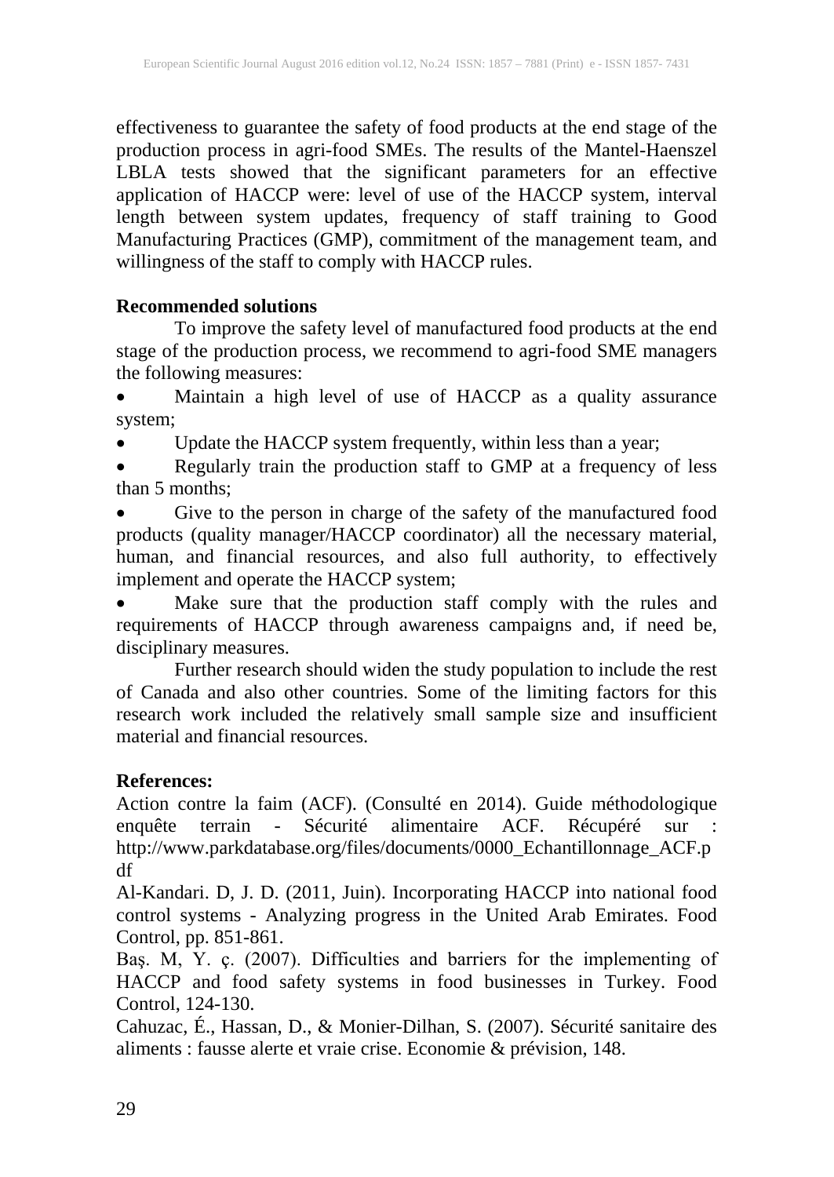effectiveness to guarantee the safety of food products at the end stage of the production process in agri-food SMEs. The results of the Mantel-Haenszel LBLA tests showed that the significant parameters for an effective application of HACCP were: level of use of the HACCP system, interval length between system updates, frequency of staff training to Good Manufacturing Practices (GMP), commitment of the management team, and willingness of the staff to comply with HACCP rules.

## Recommended solutions

To improve the safety level of manufactured food products at the end stage of the production process, we recommend to agri-food SME managers the following measures:

- Maintain a high level of use of HACCP as a quality assurance system;
- Update the HACCP system frequently, within less than a year;
- Regularly train the production staff to GMP at a frequency of less than 5 months;
- Give to the person in charge of the safety of the manufactured food products (quality manager/HACCP coordinator) all the necessary material, human, and financial resources, and also full authority, to effectively implement and operate the HACCP system;
- Make sure that the production staff comply with the rules and requirements of HACCP through awareness campaigns and, if need be, disciplinary measures.

Further research should widen the study population to include the rest of Canada and also other countries. Some of the limiting factors for this research work included the relatively small sample size and insufficient material and financial resources.

## References:

Action contre la faim (ACF). (Consulté en 2014). Guide méthodologique enquête terrain - Sécurité alimentaire ACF. Récupéré sur : http://www.parkdatabase.org/files/documents/0000_Echantillonnage_ACF.pdf

Al-Kandari. D, J. D. (2011, Juin). Incorporating HACCP into national food control systems - Analyzing progress in the United Arab Emirates. Food Control, pp. 851-861.

Baş. M, Y. ç. (2007). Difficulties and barriers for the implementing of HACCP and food safety systems in food businesses in Turkey. Food Control, 124-130.

Cahuzac, É., Hassan, D., & Monier-Dilhan, S. (2007). Sécurité sanitaire des aliments : fausse alerte et vraie crise. Economie & prévision, 148.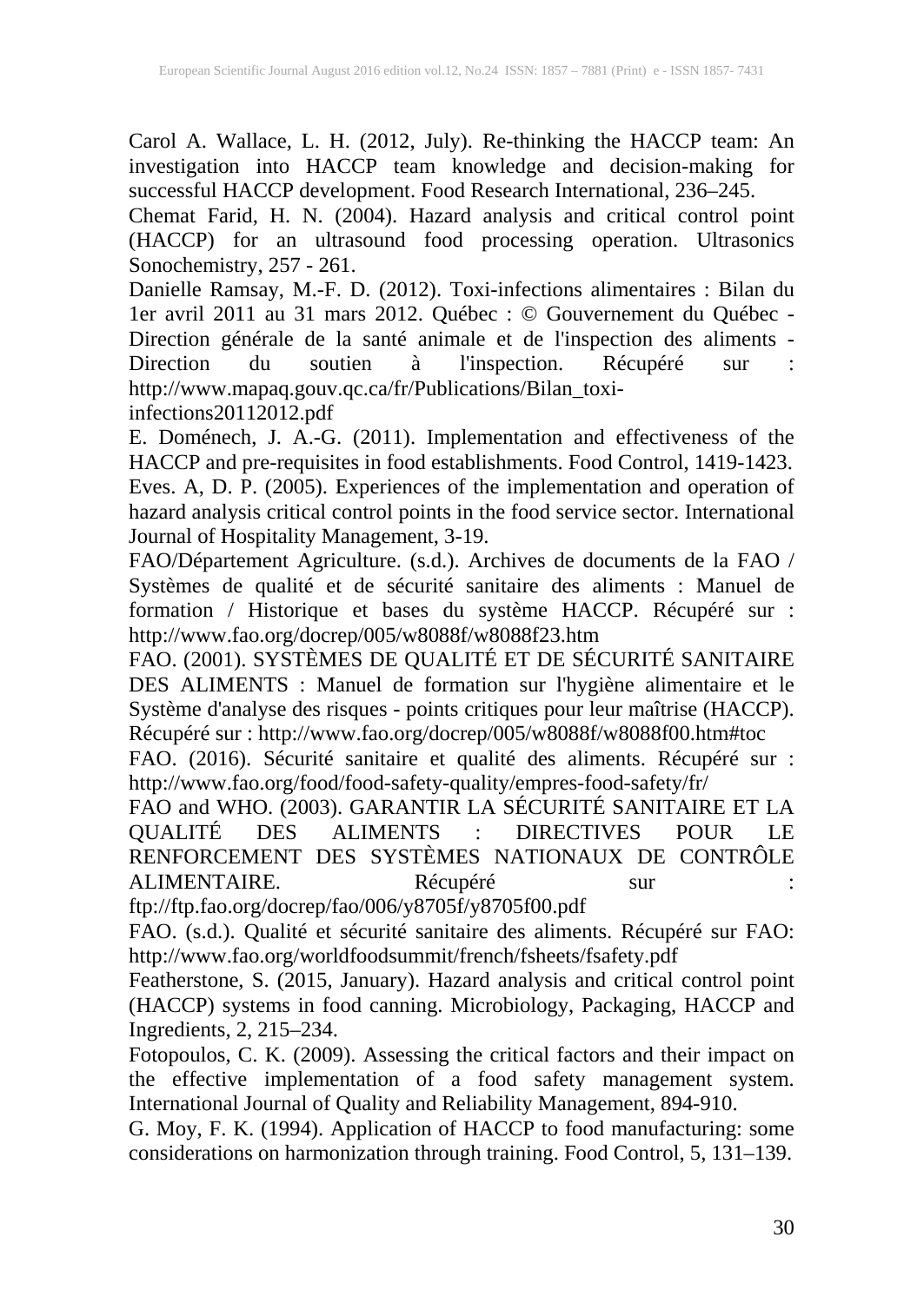Carol A. Wallace, L. H. (2012, July). Re-thinking the HACCP team: An investigation into HACCP team knowledge and decision-making for successful HACCP development. Food Research International, 236–245.

Chemat Farid, H. N. (2004). Hazard analysis and critical control point (HACCP) for an ultrasound food processing operation. Ultrasonics Sonochemistry, 257 - 261.

Danielle Ramsay, M.-F. D. (2012). Toxi-infections alimentaires : Bilan du 1er avril 2011 au 31 mars 2012. Québec : © Gouvernement du Québec - Direction générale de la santé animale et de l'inspection des aliments - Direction du soutien à l'inspection. Récupéré sur : http://www.mapaq.gouv.qc.ca/fr/Publications/Bilan_toxi-infections20112012.pdf

E. Doménech, J. A.-G. (2011). Implementation and effectiveness of the HACCP and pre-requisites in food establishments. Food Control, 1419-1423.

Eves. A, D. P. (2005). Experiences of the implementation and operation of hazard analysis critical control points in the food service sector. International Journal of Hospitality Management, 3-19.

FAO/Département Agriculture. (s.d.). Archives de documents de la FAO / Systèmes de qualité et de sécurité sanitaire des aliments : Manuel de formation / Historique et bases du système HACCP. Récupéré sur : http://www.fao.org/docrep/005/w8088f/w8088f23.htm

FAO. (2001). SYSTÈMES DE QUALITÉ ET DE SÉCURITÉ SANITAIRE DES ALIMENTS : Manuel de formation sur l'hygiène alimentaire et le Système d'analyse des risques - points critiques pour leur maîtrise (HACCP). Récupéré sur : http://www.fao.org/docrep/005/w8088f/w8088f00.htm#toc

FAO. (2016). Sécurité sanitaire et qualité des aliments. Récupéré sur : http://www.fao.org/food/food-safety-quality/empres-food-safety/fr/

FAO and WHO. (2003). GARANTIR LA SÉCURITÉ SANITAIRE ET LA QUALITÉ DES ALIMENTS : DIRECTIVES POUR LE RENFORCEMENT DES SYSTÈMES NATIONAUX DE CONTRÔLE ALIMENTAIRE. Récupéré sur : ftp://ftp.fao.org/docrep/fao/006/y8705f/y8705f00.pdf

FAO. (s.d.). Qualité et sécurité sanitaire des aliments. Récupéré sur FAO: http://www.fao.org/worldfoodsummit/french/fsheets/fsafety.pdf

Featherstone, S. (2015, January). Hazard analysis and critical control point (HACCP) systems in food canning. Microbiology, Packaging, HACCP and Ingredients, 2, 215–234.

Fotopoulos, C. K. (2009). Assessing the critical factors and their impact on the effective implementation of a food safety management system. International Journal of Quality and Reliability Management, 894-910.

G. Moy, F. K. (1994). Application of HACCP to food manufacturing: some considerations on harmonization through training. Food Control, 5, 131–139.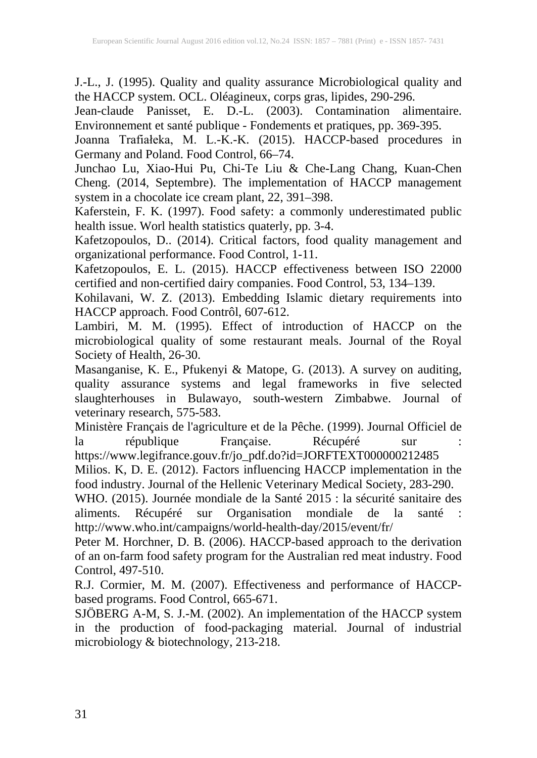J.-L., J. (1995). Quality and quality assurance Microbiological quality and the HACCP system. OCL. Oléagineux, corps gras, lipides, 290-296.

Jean-claude Panisset, E. D.-L. (2003). Contamination alimentaire. Environnement et santé publique - Fondements et pratiques, pp. 369-395.

Joanna Trafiałeka, M. L.-K.-K. (2015). HACCP-based procedures in Germany and Poland. Food Control, 66–74.

Junchao Lu, Xiao-Hui Pu, Chi-Te Liu & Che-Lang Chang, Kuan-Chen Cheng. (2014, Septembre). The implementation of HACCP management system in a chocolate ice cream plant, 22, 391–398.

Kaferstein, F. K. (1997). Food safety: a commonly underestimated public health issue. Worl health statistics quaterly, pp. 3-4.

Kafetzopoulos, D.. (2014). Critical factors, food quality management and organizational performance. Food Control, 1-11.

Kafetzopoulos, E. L. (2015). HACCP effectiveness between ISO 22000 certified and non-certified dairy companies. Food Control, 53, 134–139.

Kohilavani, W. Z. (2013). Embedding Islamic dietary requirements into HACCP approach. Food Contrôl, 607-612.

Lambiri, M. M. (1995). Effect of introduction of HACCP on the microbiological quality of some restaurant meals. Journal of the Royal Society of Health, 26-30.

Masanganise, K. E., Pfukenyi & Matope, G. (2013). A survey on auditing, quality assurance systems and legal frameworks in five selected slaughterhouses in Bulawayo, south-western Zimbabwe. Journal of veterinary research, 575-583.

Ministère Français de l'agriculture et de la Pêche. (1999). Journal Officiel de la république Française. Récupéré sur : https://www.legifrance.gouv.fr/jo_pdf.do?id=JORFTEXT000000212485

Milios. K, D. E. (2012). Factors influencing HACCP implementation in the food industry. Journal of the Hellenic Veterinary Medical Society, 283-290.

WHO. (2015). Journée mondiale de la Santé 2015 : la sécurité sanitaire des aliments. Récupéré sur Organisation mondiale de la santé : http://www.who.int/campaigns/world-health-day/2015/event/fr/

Peter M. Horchner, D. B. (2006). HACCP-based approach to the derivation of an on-farm food safety program for the Australian red meat industry. Food Control, 497-510.

R.J. Cormier, M. M. (2007). Effectiveness and performance of HACCP-based programs. Food Control, 665-671.

SJÖBERG A-M, S. J.-M. (2002). An implementation of the HACCP system in the production of food-packaging material. Journal of industrial microbiology & biotechnology, 213-218.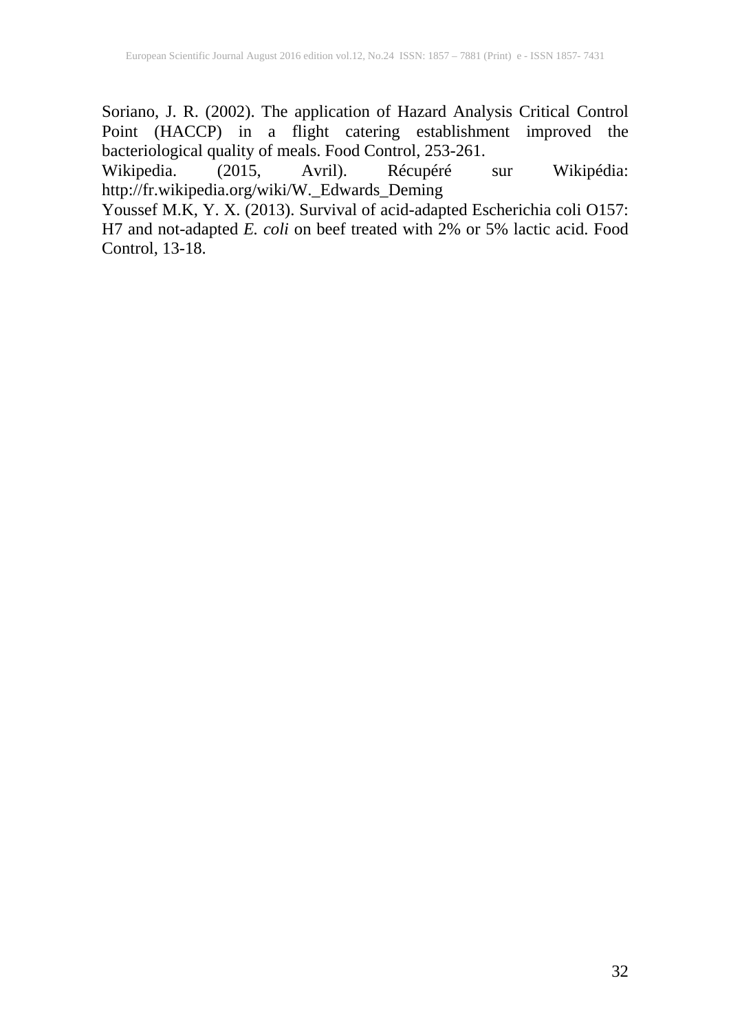Soriano, J. R. (2002). The application of Hazard Analysis Critical Control Point (HACCP) in a flight catering establishment improved the bacteriological quality of meals. Food Control, 253-261.

Wikipedia. (2015, Avril). Récupéré sur Wikipédia: http://fr.wikipedia.org/wiki/W._Edwards_Deming

Youssef M.K, Y. X. (2013). Survival of acid-adapted Escherichia coli O157: H7 and not-adapted *E. coli* on beef treated with 2% or 5% lactic acid. Food Control, 13-18.